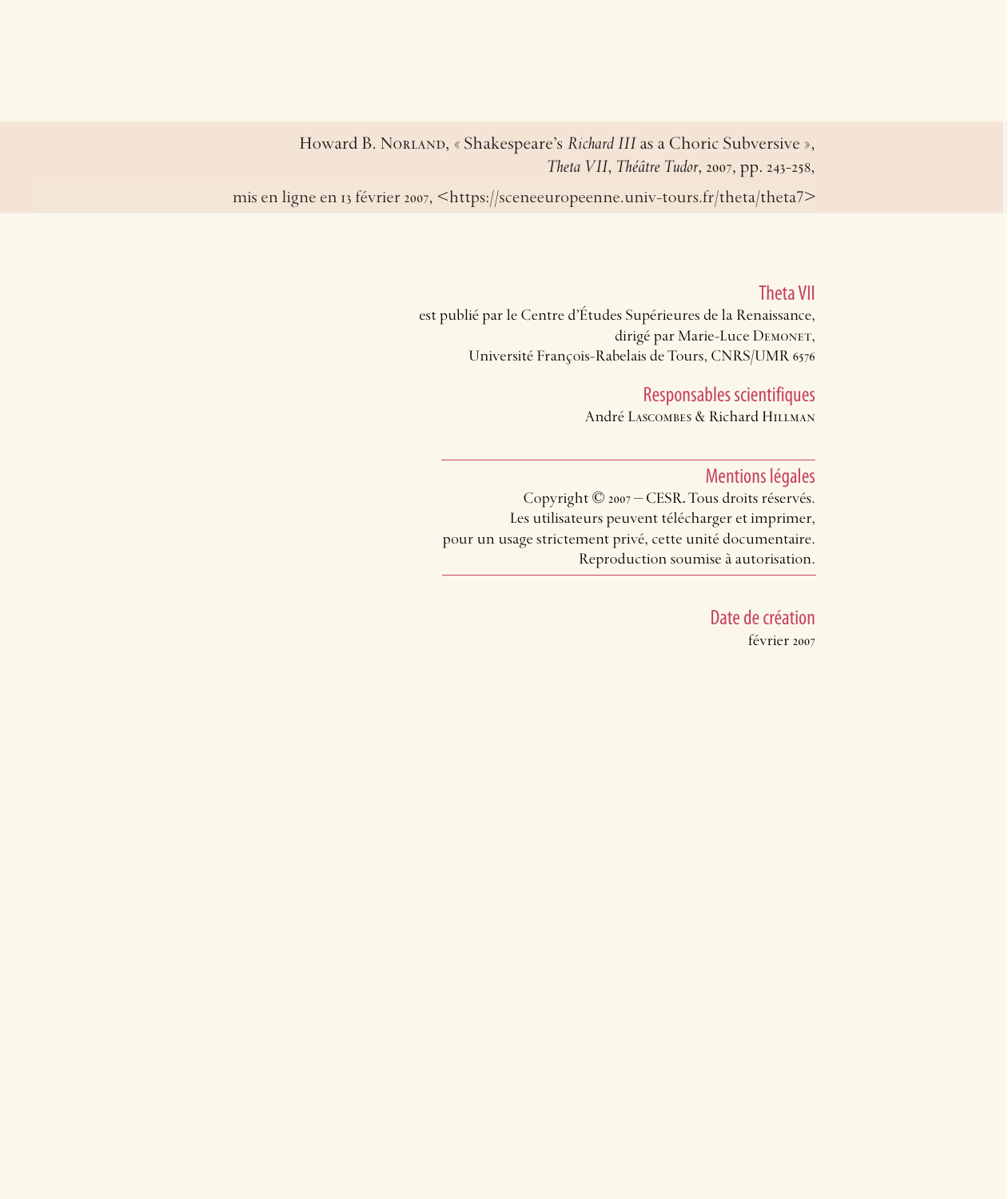Howard B. Norland, « Shakespeare's *Richard III* as a Choric Subversive »,
*Theta VII*, *Théâtre Tudor*, 2007, pp. 243-258,

mis en ligne en 13 février 2007, <https://sceneeuropeenne.univ-tours.fr/theta/theta7>

## Theta VII

est publié par le Centre d'Études Supérieures de la Renaissance,
dirigé par Marie-Luce Demonet,
Université François-Rabelais de Tours, CNRS/UMR 6576

## Responsables scientifiques

André Lascombes & Richard Hillman

---

## Mentions légales

Copyright © 2007 – CESR. Tous droits réservés.
Les utilisateurs peuvent télécharger et imprimer,
pour un usage strictement privé, cette unité documentaire.
Reproduction soumise à autorisation.

---

## Date de création

février 2007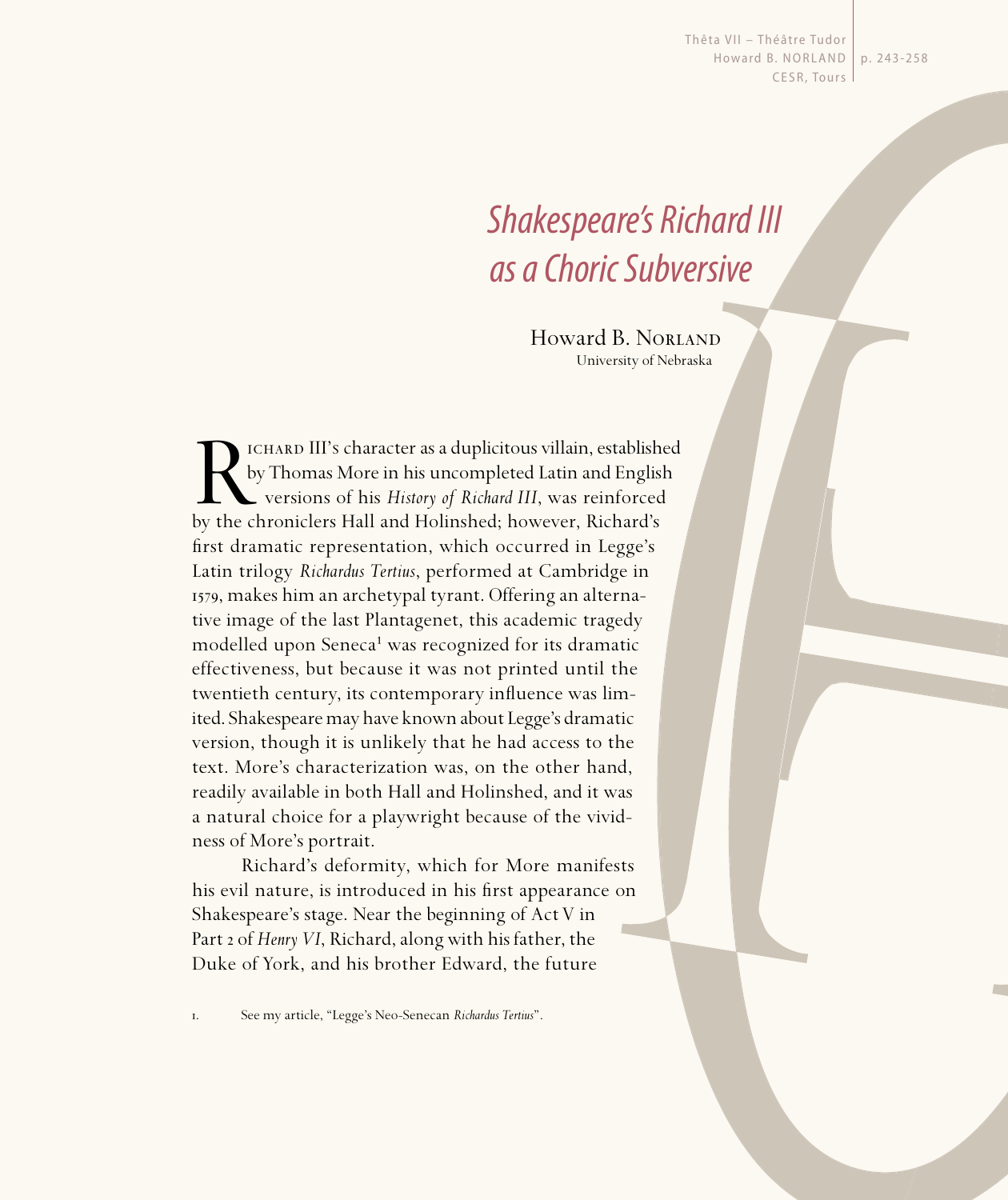# *Shakespeare's Richard III as a Choric Subversive*

Howard B. Norland
University of Nebraska

Richard III's character as a duplicitous villain, established by Thomas More in his uncompleted Latin and English versions of his *History of Richard III*, was reinforced by the chroniclers Hall and Holinshed; however, Richard's first dramatic representation, which occurred in Legge's Latin trilogy *Richardus Tertius*, performed at Cambridge in 1579, makes him an archetypal tyrant. Offering an alternative image of the last Plantagenet, this academic tragedy modelled upon Seneca[1] was recognized for its dramatic effectiveness, but because it was not printed until the twentieth century, its contemporary influence was limited. Shakespeare may have known about Legge's dramatic version, though it is unlikely that he had access to the text. More's characterization was, on the other hand, readily available in both Hall and Holinshed, and it was a natural choice for a playwright because of the vividness of More's portrait.

Richard's deformity, which for More manifests his evil nature, is introduced in his first appearance on Shakespeare's stage. Near the beginning of Act V in Part 2 of *Henry VI*, Richard, along with his father, the Duke of York, and his brother Edward, the future

1. See my article, "Legge's Neo-Senecan *Richardus Tertius*".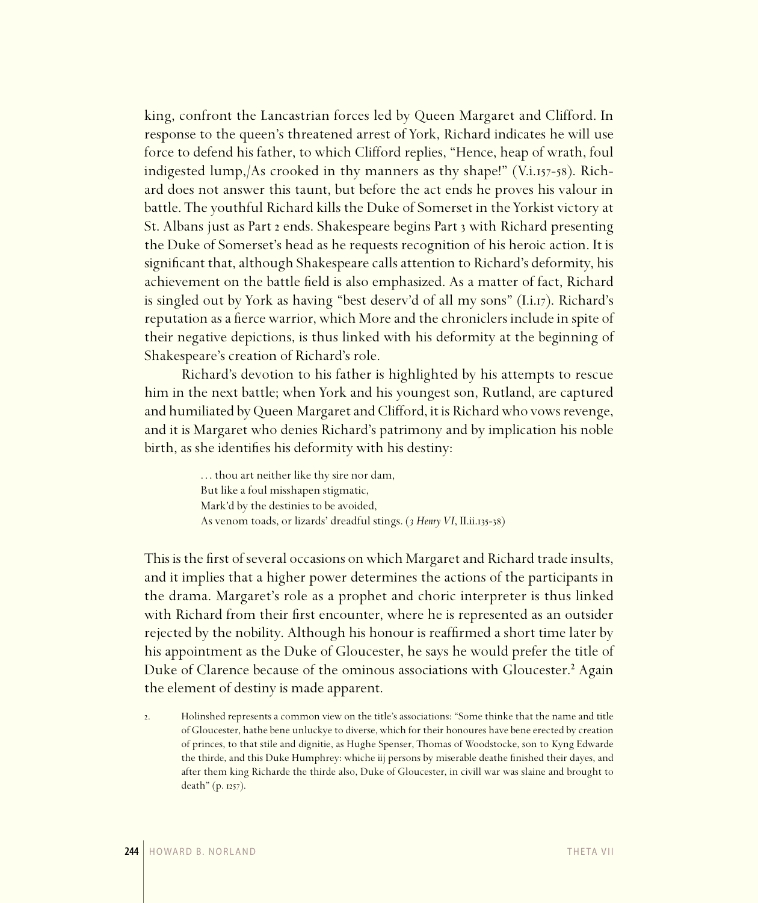king, confront the Lancastrian forces led by Queen Margaret and Clifford. In response to the queen's threatened arrest of York, Richard indicates he will use force to defend his father, to which Clifford replies, "Hence, heap of wrath, foul indigested lump,/As crooked in thy manners as thy shape!" (V.i.157-58). Richard does not answer this taunt, but before the act ends he proves his valour in battle. The youthful Richard kills the Duke of Somerset in the Yorkist victory at St. Albans just as Part 2 ends. Shakespeare begins Part 3 with Richard presenting the Duke of Somerset's head as he requests recognition of his heroic action. It is significant that, although Shakespeare calls attention to Richard's deformity, his achievement on the battle field is also emphasized. As a matter of fact, Richard is singled out by York as having "best deserv'd of all my sons" (I.i.17). Richard's reputation as a fierce warrior, which More and the chroniclers include in spite of their negative depictions, is thus linked with his deformity at the beginning of Shakespeare's creation of Richard's role.

Richard's devotion to his father is highlighted by his attempts to rescue him in the next battle; when York and his youngest son, Rutland, are captured and humiliated by Queen Margaret and Clifford, it is Richard who vows revenge, and it is Margaret who denies Richard's patrimony and by implication his noble birth, as she identifies his deformity with his destiny:

> … thou art neither like thy sire nor dam,
> But like a foul misshapen stigmatic,
> Mark'd by the destinies to be avoided,
> As venom toads, or lizards' dreadful stings. (*3 Henry VI*, II.ii.135-38)

This is the first of several occasions on which Margaret and Richard trade insults, and it implies that a higher power determines the actions of the participants in the drama. Margaret's role as a prophet and choric interpreter is thus linked with Richard from their first encounter, where he is represented as an outsider rejected by the nobility. Although his honour is reaffirmed a short time later by his appointment as the Duke of Gloucester, he says he would prefer the title of Duke of Clarence because of the ominous associations with Gloucester.[2] Again the element of destiny is made apparent.

2. Holinshed represents a common view on the title's associations: "Some thinke that the name and title of Gloucester, hathe bene unluckye to diverse, which for their honoures have bene erected by creation of princes, to that stile and dignitie, as Hughe Spenser, Thomas of Woodstocke, son to Kyng Edwarde the thirde, and this Duke Humphrey: whiche iij persons by miserable deathe finished their dayes, and after them king Richarde the thirde also, Duke of Gloucester, in civill war was slaine and brought to death" (p. 1257).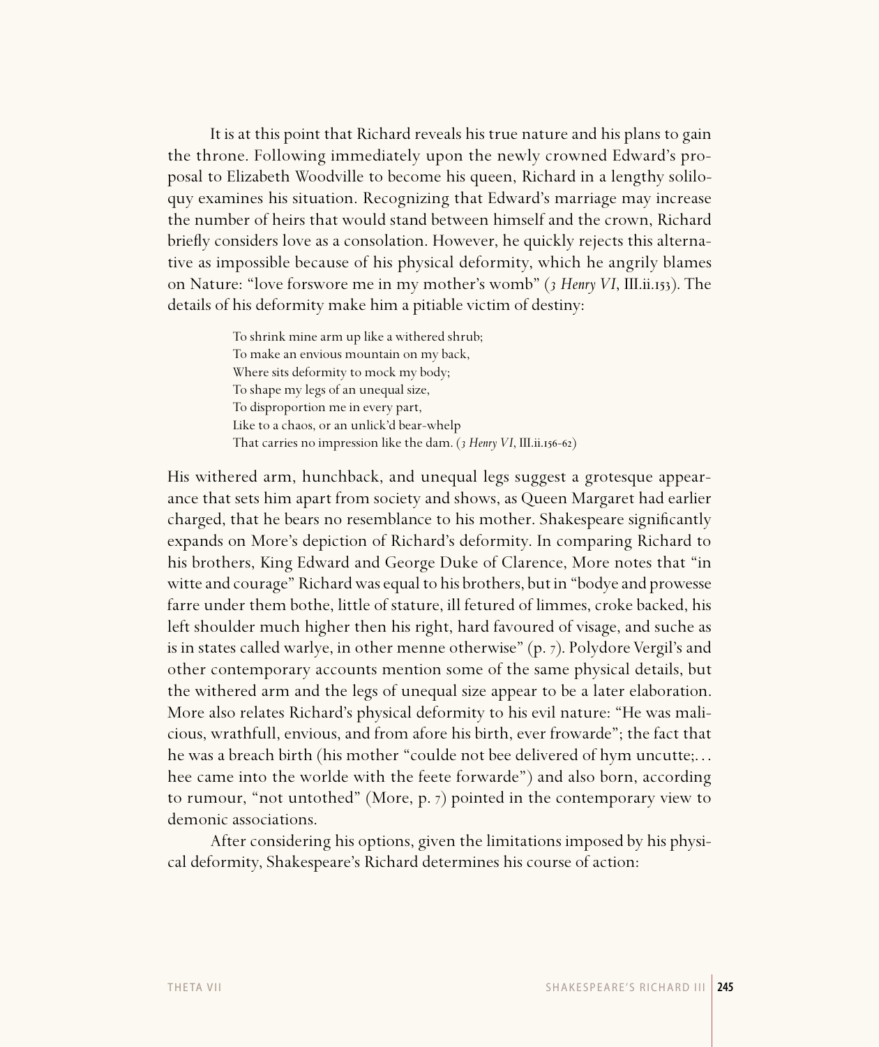It is at this point that Richard reveals his true nature and his plans to gain the throne. Following immediately upon the newly crowned Edward's proposal to Elizabeth Woodville to become his queen, Richard in a lengthy soliloquy examines his situation. Recognizing that Edward's marriage may increase the number of heirs that would stand between himself and the crown, Richard briefly considers love as a consolation. However, he quickly rejects this alternative as impossible because of his physical deformity, which he angrily blames on Nature: "love forswore me in my mother's womb" (*3 Henry VI*, III.ii.153). The details of his deformity make him a pitiable victim of destiny:

> To shrink mine arm up like a withered shrub;
> To make an envious mountain on my back,
> Where sits deformity to mock my body;
> To shape my legs of an unequal size,
> To disproportion me in every part,
> Like to a chaos, or an unlick'd bear-whelp
> That carries no impression like the dam. (*3 Henry VI*, III.ii.156-62)

His withered arm, hunchback, and unequal legs suggest a grotesque appearance that sets him apart from society and shows, as Queen Margaret had earlier charged, that he bears no resemblance to his mother. Shakespeare significantly expands on More's depiction of Richard's deformity. In comparing Richard to his brothers, King Edward and George Duke of Clarence, More notes that "in witte and courage" Richard was equal to his brothers, but in "bodye and prowesse farre under them bothe, little of stature, ill fetured of limmes, croke backed, his left shoulder much higher then his right, hard favoured of visage, and suche as is in states called warlye, in other menne otherwise" (p. 7). Polydore Vergil's and other contemporary accounts mention some of the same physical details, but the withered arm and the legs of unequal size appear to be a later elaboration. More also relates Richard's physical deformity to his evil nature: "He was malicious, wrathfull, envious, and from afore his birth, ever frowarde"; the fact that he was a breach birth (his mother "coulde not bee delivered of hym uncutte;... hee came into the worlde with the feete forwarde") and also born, according to rumour, "not untothed" (More, p. 7) pointed in the contemporary view to demonic associations.

After considering his options, given the limitations imposed by his physical deformity, Shakespeare's Richard determines his course of action: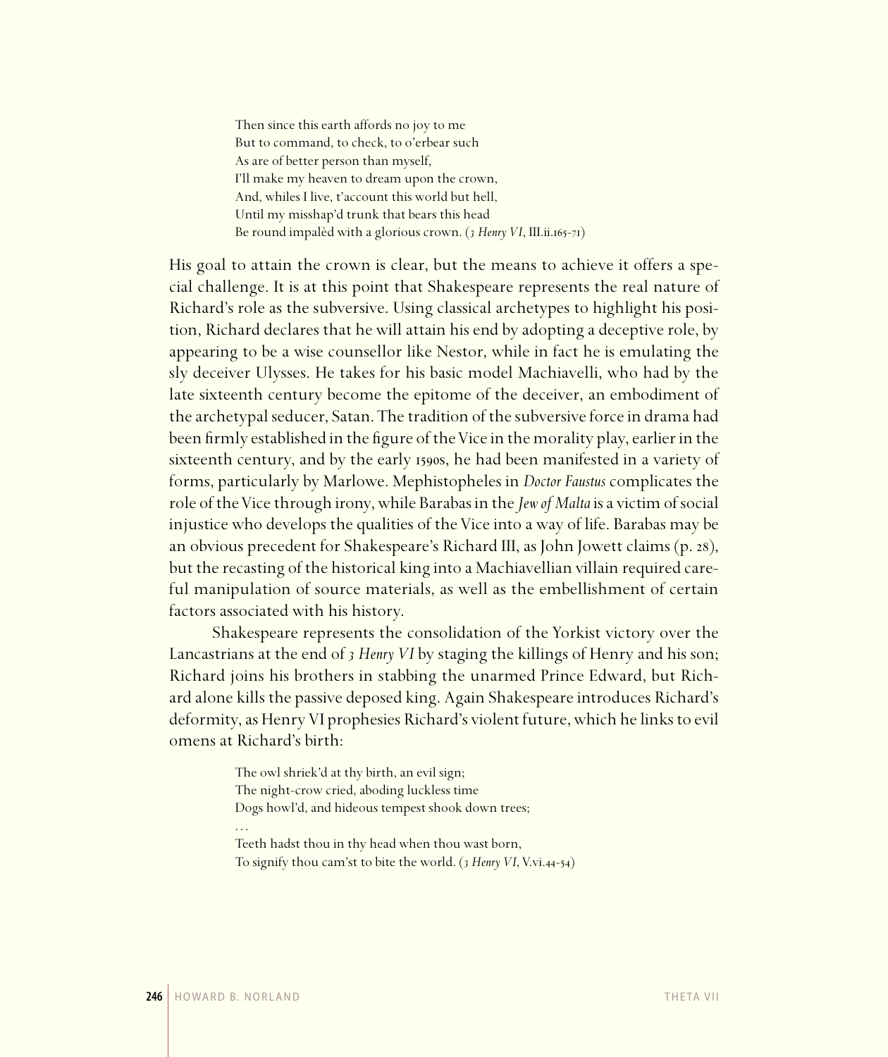> Then since this earth affords no joy to me
> But to command, to check, to o'erbear such
> As are of better person than myself,
> I'll make my heaven to dream upon the crown,
> And, whiles I live, t'account this world but hell,
> Until my misshap'd trunk that bears this head
> Be round impalèd with a glorious crown. (*3 Henry VI*, III.ii.165-71)

His goal to attain the crown is clear, but the means to achieve it offers a special challenge. It is at this point that Shakespeare represents the real nature of Richard's role as the subversive. Using classical archetypes to highlight his position, Richard declares that he will attain his end by adopting a deceptive role, by appearing to be a wise counsellor like Nestor, while in fact he is emulating the sly deceiver Ulysses. He takes for his basic model Machiavelli, who had by the late sixteenth century become the epitome of the deceiver, an embodiment of the archetypal seducer, Satan. The tradition of the subversive force in drama had been firmly established in the figure of the Vice in the morality play, earlier in the sixteenth century, and by the early 1590s, he had been manifested in a variety of forms, particularly by Marlowe. Mephistopheles in *Doctor Faustus* complicates the role of the Vice through irony, while Barabas in the *Jew of Malta* is a victim of social injustice who develops the qualities of the Vice into a way of life. Barabas may be an obvious precedent for Shakespeare's Richard III, as John Jowett claims (p. 28), but the recasting of the historical king into a Machiavellian villain required careful manipulation of source materials, as well as the embellishment of certain factors associated with his history.

Shakespeare represents the consolidation of the Yorkist victory over the Lancastrians at the end of *3 Henry VI* by staging the killings of Henry and his son; Richard joins his brothers in stabbing the unarmed Prince Edward, but Richard alone kills the passive deposed king. Again Shakespeare introduces Richard's deformity, as Henry VI prophesies Richard's violent future, which he links to evil omens at Richard's birth:

> The owl shriek'd at thy birth, an evil sign;
> The night-crow cried, aboding luckless time
> Dogs howl'd, and hideous tempest shook down trees;
> . . .
> Teeth hadst thou in thy head when thou wast born,
> To signify thou cam'st to bite the world. (*3 Henry VI*, V.vi.44-54)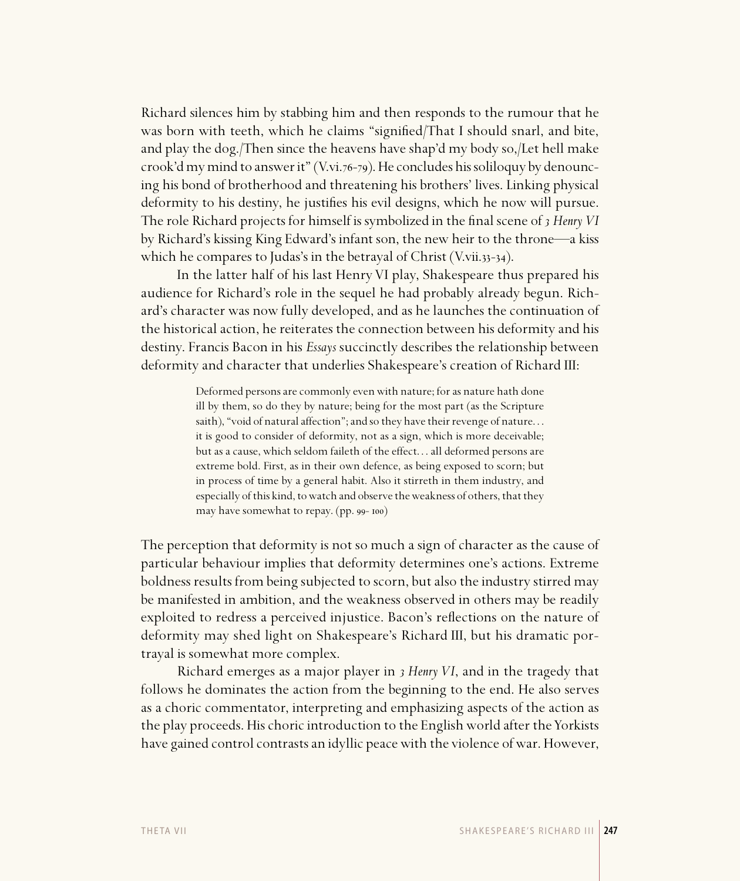Richard silences him by stabbing him and then responds to the rumour that he was born with teeth, which he claims "signified/That I should snarl, and bite, and play the dog./Then since the heavens have shap'd my body so,/Let hell make crook'd my mind to answer it" (V.vi.76-79). He concludes his soliloquy by denouncing his bond of brotherhood and threatening his brothers' lives. Linking physical deformity to his destiny, he justifies his evil designs, which he now will pursue. The role Richard projects for himself is symbolized in the final scene of *3 Henry VI* by Richard's kissing King Edward's infant son, the new heir to the throne—a kiss which he compares to Judas's in the betrayal of Christ (V.vii.33-34).

In the latter half of his last Henry VI play, Shakespeare thus prepared his audience for Richard's role in the sequel he had probably already begun. Richard's character was now fully developed, and as he launches the continuation of the historical action, he reiterates the connection between his deformity and his destiny. Francis Bacon in his *Essays* succinctly describes the relationship between deformity and character that underlies Shakespeare's creation of Richard III:

> Deformed persons are commonly even with nature; for as nature hath done ill by them, so do they by nature; being for the most part (as the Scripture saith), "void of natural affection"; and so they have their revenge of nature... it is good to consider of deformity, not as a sign, which is more deceivable; but as a cause, which seldom faileth of the effect... all deformed persons are extreme bold. First, as in their own defence, as being exposed to scorn; but in process of time by a general habit. Also it stirreth in them industry, and especially of this kind, to watch and observe the weakness of others, that they may have somewhat to repay. (pp. 99- 100)

The perception that deformity is not so much a sign of character as the cause of particular behaviour implies that deformity determines one's actions. Extreme boldness results from being subjected to scorn, but also the industry stirred may be manifested in ambition, and the weakness observed in others may be readily exploited to redress a perceived injustice. Bacon's reflections on the nature of deformity may shed light on Shakespeare's Richard III, but his dramatic portrayal is somewhat more complex.

Richard emerges as a major player in *3 Henry VI*, and in the tragedy that follows he dominates the action from the beginning to the end. He also serves as a choric commentator, interpreting and emphasizing aspects of the action as the play proceeds. His choric introduction to the English world after the Yorkists have gained control contrasts an idyllic peace with the violence of war. However,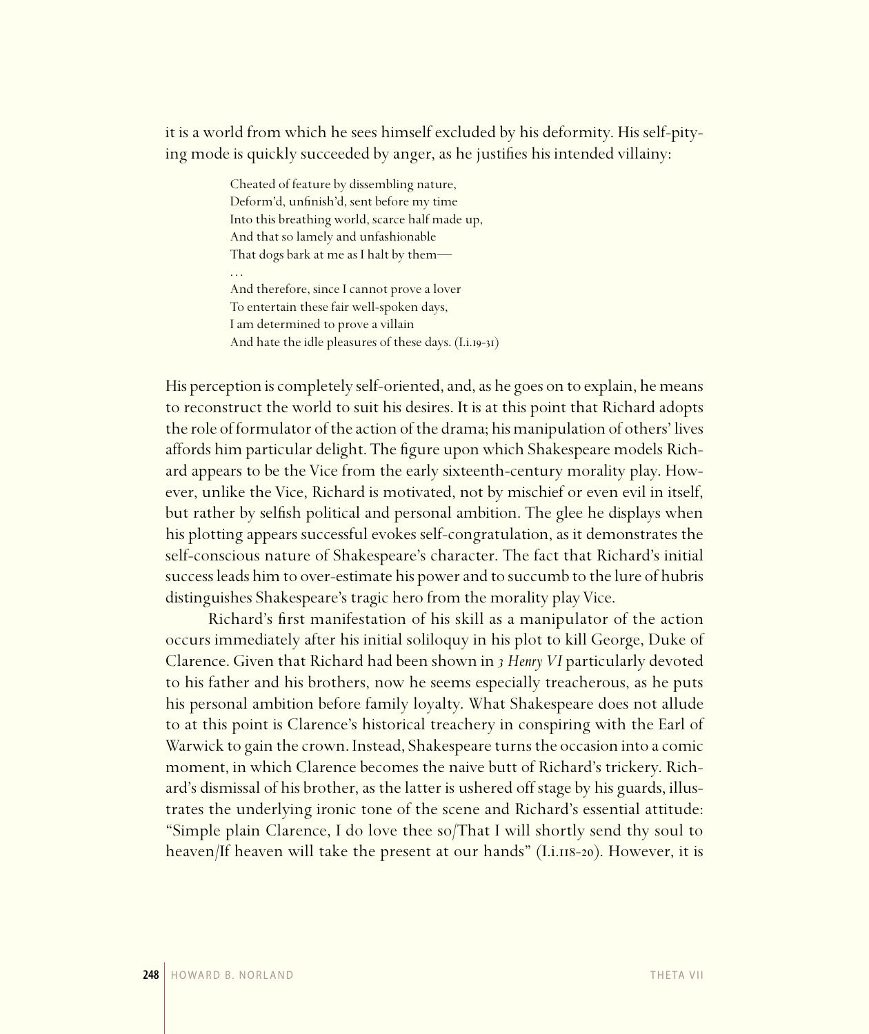it is a world from which he sees himself excluded by his deformity. His self-pitying mode is quickly succeeded by anger, as he justifies his intended villainy:

> Cheated of feature by dissembling nature,
> Deform'd, unfinish'd, sent before my time
> Into this breathing world, scarce half made up,
> And that so lamely and unfashionable
> That dogs bark at me as I halt by them—
> . . .
> And therefore, since I cannot prove a lover
> To entertain these fair well-spoken days,
> I am determined to prove a villain
> And hate the idle pleasures of these days. (I.i.19-31)

His perception is completely self-oriented, and, as he goes on to explain, he means to reconstruct the world to suit his desires. It is at this point that Richard adopts the role of formulator of the action of the drama; his manipulation of others' lives affords him particular delight. The figure upon which Shakespeare models Richard appears to be the Vice from the early sixteenth-century morality play. However, unlike the Vice, Richard is motivated, not by mischief or even evil in itself, but rather by selfish political and personal ambition. The glee he displays when his plotting appears successful evokes self-congratulation, as it demonstrates the self-conscious nature of Shakespeare's character. The fact that Richard's initial success leads him to over-estimate his power and to succumb to the lure of hubris distinguishes Shakespeare's tragic hero from the morality play Vice.

Richard's first manifestation of his skill as a manipulator of the action occurs immediately after his initial soliloquy in his plot to kill George, Duke of Clarence. Given that Richard had been shown in *3 Henry VI* particularly devoted to his father and his brothers, now he seems especially treacherous, as he puts his personal ambition before family loyalty. What Shakespeare does not allude to at this point is Clarence's historical treachery in conspiring with the Earl of Warwick to gain the crown. Instead, Shakespeare turns the occasion into a comic moment, in which Clarence becomes the naive butt of Richard's trickery. Richard's dismissal of his brother, as the latter is ushered off stage by his guards, illustrates the underlying ironic tone of the scene and Richard's essential attitude: "Simple plain Clarence, I do love thee so/That I will shortly send thy soul to heaven/If heaven will take the present at our hands" (I.i.118-20). However, it is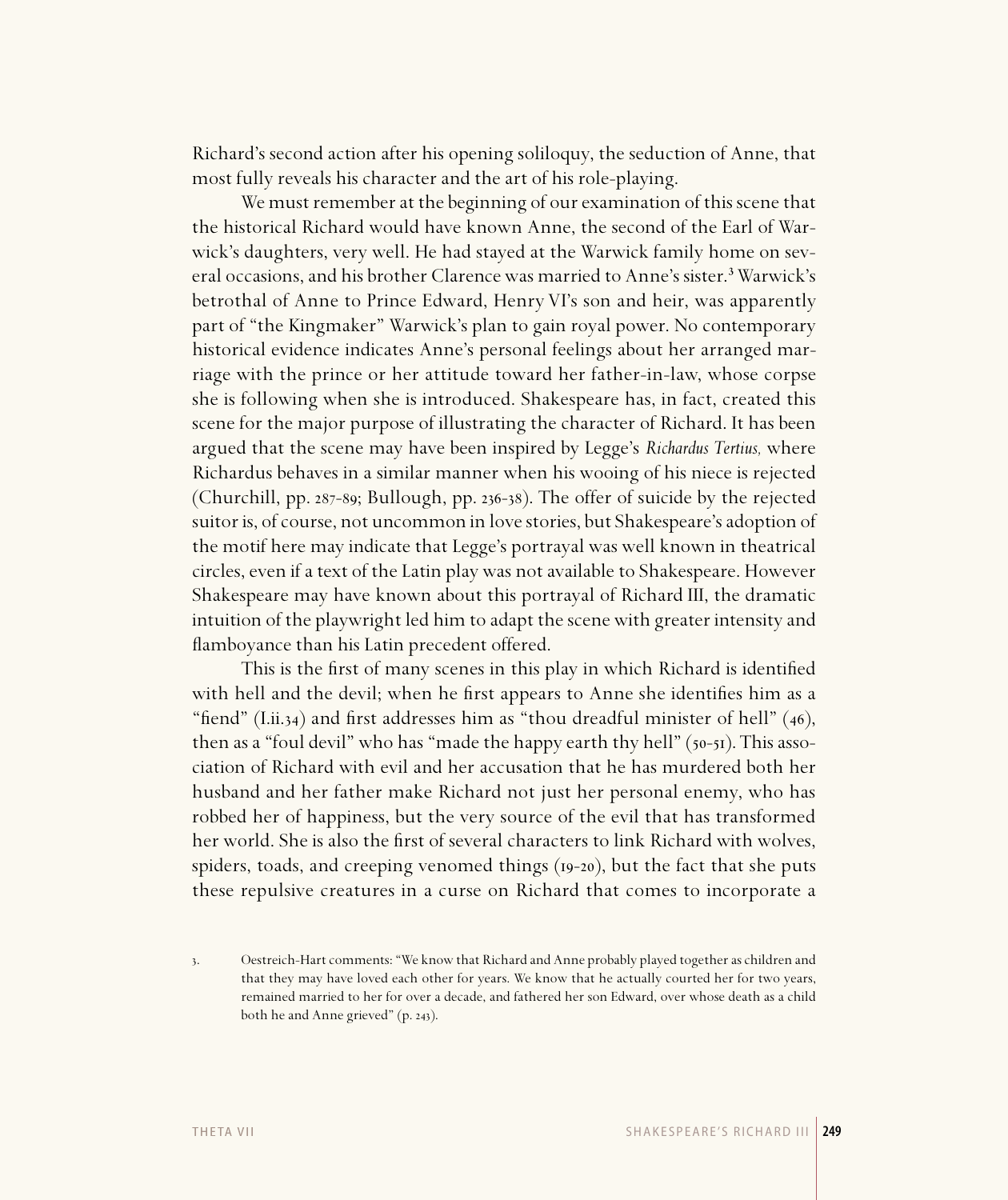Richard's second action after his opening soliloquy, the seduction of Anne, that most fully reveals his character and the art of his role-playing.

We must remember at the beginning of our examination of this scene that the historical Richard would have known Anne, the second of the Earl of Warwick's daughters, very well. He had stayed at the Warwick family home on several occasions, and his brother Clarence was married to Anne's sister.[3] Warwick's betrothal of Anne to Prince Edward, Henry VI's son and heir, was apparently part of "the Kingmaker" Warwick's plan to gain royal power. No contemporary historical evidence indicates Anne's personal feelings about her arranged marriage with the prince or her attitude toward her father-in-law, whose corpse she is following when she is introduced. Shakespeare has, in fact, created this scene for the major purpose of illustrating the character of Richard. It has been argued that the scene may have been inspired by Legge's *Richardus Tertius,* where Richardus behaves in a similar manner when his wooing of his niece is rejected (Churchill, pp. 287-89; Bullough, pp. 236-38). The offer of suicide by the rejected suitor is, of course, not uncommon in love stories, but Shakespeare's adoption of the motif here may indicate that Legge's portrayal was well known in theatrical circles, even if a text of the Latin play was not available to Shakespeare. However Shakespeare may have known about this portrayal of Richard III, the dramatic intuition of the playwright led him to adapt the scene with greater intensity and flamboyance than his Latin precedent offered.

This is the first of many scenes in this play in which Richard is identified with hell and the devil; when he first appears to Anne she identifies him as a "fiend" (I.ii.34) and first addresses him as "thou dreadful minister of hell" (46), then as a "foul devil" who has "made the happy earth thy hell" (50-51). This association of Richard with evil and her accusation that he has murdered both her husband and her father make Richard not just her personal enemy, who has robbed her of happiness, but the very source of the evil that has transformed her world. She is also the first of several characters to link Richard with wolves, spiders, toads, and creeping venomed things (19-20), but the fact that she puts these repulsive creatures in a curse on Richard that comes to incorporate a

3. Oestreich-Hart comments: "We know that Richard and Anne probably played together as children and that they may have loved each other for years. We know that he actually courted her for two years, remained married to her for over a decade, and fathered her son Edward, over whose death as a child both he and Anne grieved" (p. 243).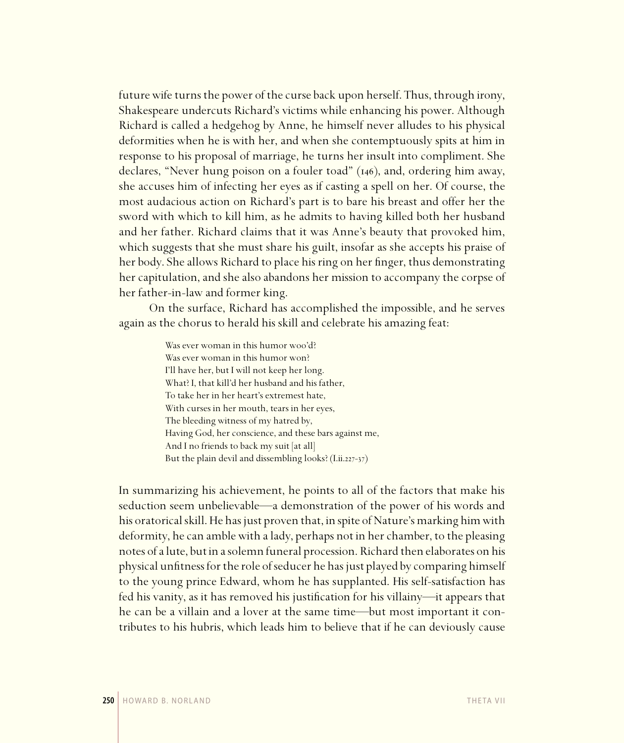future wife turns the power of the curse back upon herself. Thus, through irony, Shakespeare undercuts Richard's victims while enhancing his power. Although Richard is called a hedgehog by Anne, he himself never alludes to his physical deformities when he is with her, and when she contemptuously spits at him in response to his proposal of marriage, he turns her insult into compliment. She declares, "Never hung poison on a fouler toad" (146), and, ordering him away, she accuses him of infecting her eyes as if casting a spell on her. Of course, the most audacious action on Richard's part is to bare his breast and offer her the sword with which to kill him, as he admits to having killed both her husband and her father. Richard claims that it was Anne's beauty that provoked him, which suggests that she must share his guilt, insofar as she accepts his praise of her body. She allows Richard to place his ring on her finger, thus demonstrating her capitulation, and she also abandons her mission to accompany the corpse of her father-in-law and former king.

On the surface, Richard has accomplished the impossible, and he serves again as the chorus to herald his skill and celebrate his amazing feat:

> Was ever woman in this humor woo'd?
> Was ever woman in this humor won?
> I'll have her, but I will not keep her long.
> What? I, that kill'd her husband and his father,
> To take her in her heart's extremest hate,
> With curses in her mouth, tears in her eyes,
> The bleeding witness of my hatred by,
> Having God, her conscience, and these bars against me,
> And I no friends to back my suit [at all]
> But the plain devil and dissembling looks? (I.ii.227-37)

In summarizing his achievement, he points to all of the factors that make his seduction seem unbelievable—a demonstration of the power of his words and his oratorical skill. He has just proven that, in spite of Nature's marking him with deformity, he can amble with a lady, perhaps not in her chamber, to the pleasing notes of a lute, but in a solemn funeral procession. Richard then elaborates on his physical unfitness for the role of seducer he has just played by comparing himself to the young prince Edward, whom he has supplanted. His self-satisfaction has fed his vanity, as it has removed his justification for his villainy—it appears that he can be a villain and a lover at the same time—but most important it contributes to his hubris, which leads him to believe that if he can deviously cause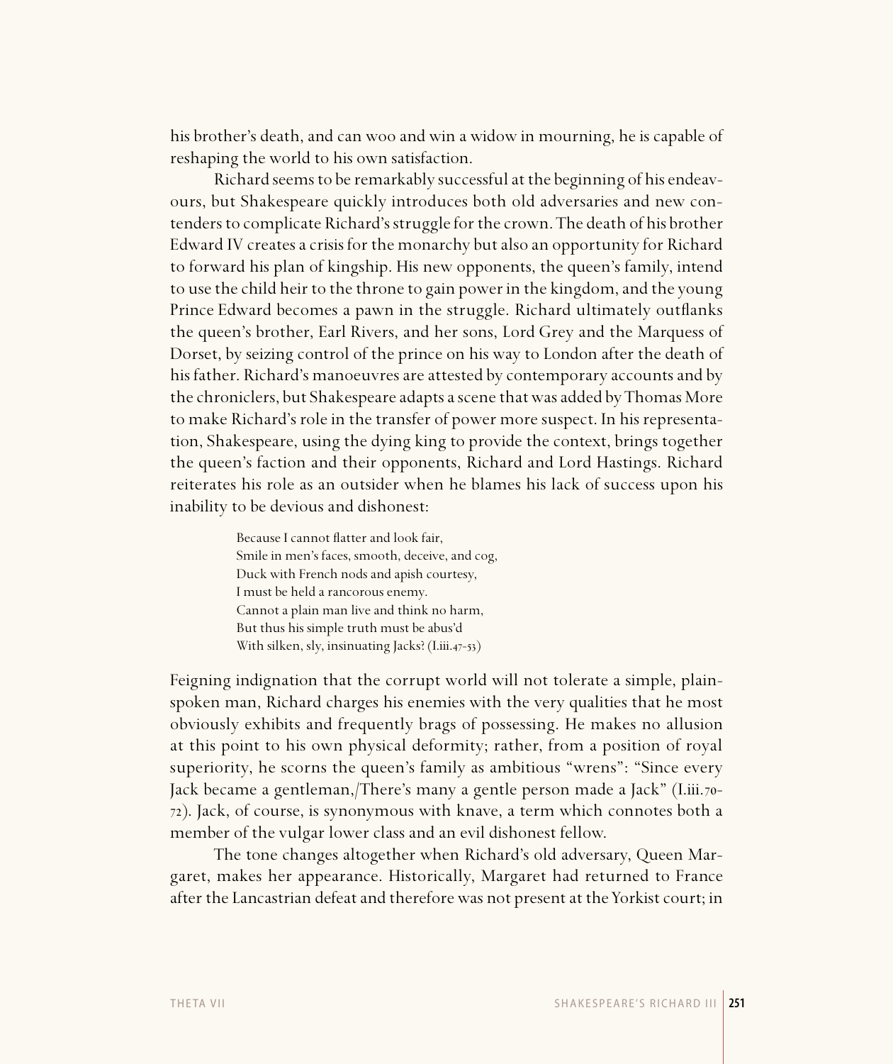his brother's death, and can woo and win a widow in mourning, he is capable of reshaping the world to his own satisfaction.

Richard seems to be remarkably successful at the beginning of his endeavours, but Shakespeare quickly introduces both old adversaries and new contenders to complicate Richard's struggle for the crown. The death of his brother Edward IV creates a crisis for the monarchy but also an opportunity for Richard to forward his plan of kingship. His new opponents, the queen's family, intend to use the child heir to the throne to gain power in the kingdom, and the young Prince Edward becomes a pawn in the struggle. Richard ultimately outflanks the queen's brother, Earl Rivers, and her sons, Lord Grey and the Marquess of Dorset, by seizing control of the prince on his way to London after the death of his father. Richard's manoeuvres are attested by contemporary accounts and by the chroniclers, but Shakespeare adapts a scene that was added by Thomas More to make Richard's role in the transfer of power more suspect. In his representation, Shakespeare, using the dying king to provide the context, brings together the queen's faction and their opponents, Richard and Lord Hastings. Richard reiterates his role as an outsider when he blames his lack of success upon his inability to be devious and dishonest:

> Because I cannot flatter and look fair,
> Smile in men's faces, smooth, deceive, and cog,
> Duck with French nods and apish courtesy,
> I must be held a rancorous enemy.
> Cannot a plain man live and think no harm,
> But thus his simple truth must be abus'd
> With silken, sly, insinuating Jacks? (I.iii.47-53)

Feigning indignation that the corrupt world will not tolerate a simple, plain-spoken man, Richard charges his enemies with the very qualities that he most obviously exhibits and frequently brags of possessing. He makes no allusion at this point to his own physical deformity; rather, from a position of royal superiority, he scorns the queen's family as ambitious "wrens": "Since every Jack became a gentleman,/There's many a gentle person made a Jack" (I.iii.70-72). Jack, of course, is synonymous with knave, a term which connotes both a member of the vulgar lower class and an evil dishonest fellow.

The tone changes altogether when Richard's old adversary, Queen Margaret, makes her appearance. Historically, Margaret had returned to France after the Lancastrian defeat and therefore was not present at the Yorkist court; in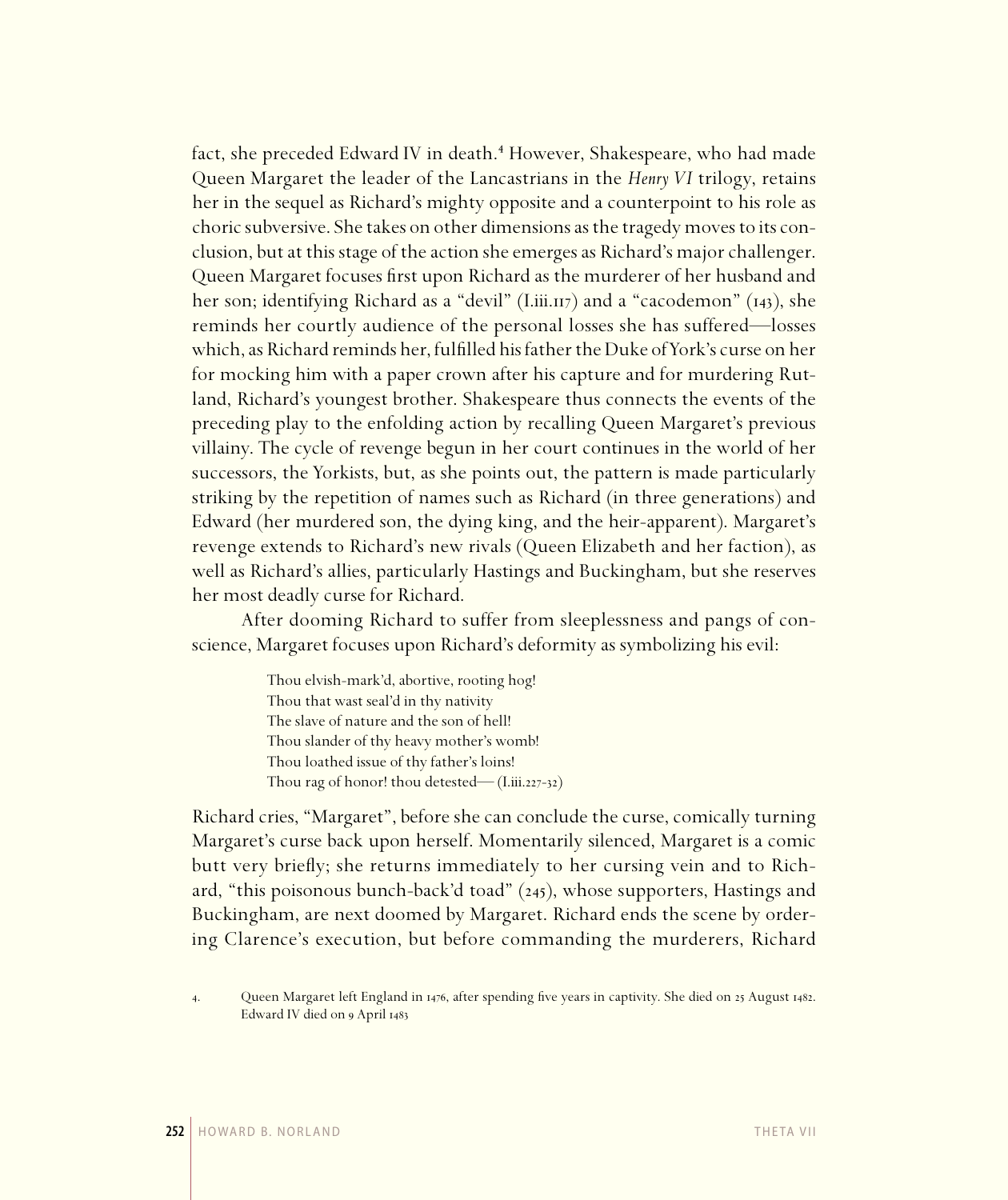fact, she preceded Edward IV in death.[4] However, Shakespeare, who had made Queen Margaret the leader of the Lancastrians in the *Henry VI* trilogy, retains her in the sequel as Richard's mighty opposite and a counterpoint to his role as choric subversive. She takes on other dimensions as the tragedy moves to its conclusion, but at this stage of the action she emerges as Richard's major challenger. Queen Margaret focuses first upon Richard as the murderer of her husband and her son; identifying Richard as a "devil" (I.iii.117) and a "cacodemon" (143), she reminds her courtly audience of the personal losses she has suffered—losses which, as Richard reminds her, fulfilled his father the Duke of York's curse on her for mocking him with a paper crown after his capture and for murdering Rutland, Richard's youngest brother. Shakespeare thus connects the events of the preceding play to the enfolding action by recalling Queen Margaret's previous villainy. The cycle of revenge begun in her court continues in the world of her successors, the Yorkists, but, as she points out, the pattern is made particularly striking by the repetition of names such as Richard (in three generations) and Edward (her murdered son, the dying king, and the heir-apparent). Margaret's revenge extends to Richard's new rivals (Queen Elizabeth and her faction), as well as Richard's allies, particularly Hastings and Buckingham, but she reserves her most deadly curse for Richard.

After dooming Richard to suffer from sleeplessness and pangs of conscience, Margaret focuses upon Richard's deformity as symbolizing his evil:

> Thou elvish-mark'd, abortive, rooting hog!
> Thou that wast seal'd in thy nativity
> The slave of nature and the son of hell!
> Thou slander of thy heavy mother's womb!
> Thou loathed issue of thy father's loins!
> Thou rag of honor! thou detested— (I.iii.227-32)

Richard cries, "Margaret", before she can conclude the curse, comically turning Margaret's curse back upon herself. Momentarily silenced, Margaret is a comic butt very briefly; she returns immediately to her cursing vein and to Richard, "this poisonous bunch-back'd toad" (245), whose supporters, Hastings and Buckingham, are next doomed by Margaret. Richard ends the scene by ordering Clarence's execution, but before commanding the murderers, Richard

4. Queen Margaret left England in 1476, after spending five years in captivity. She died on 25 August 1482. Edward IV died on 9 April 1483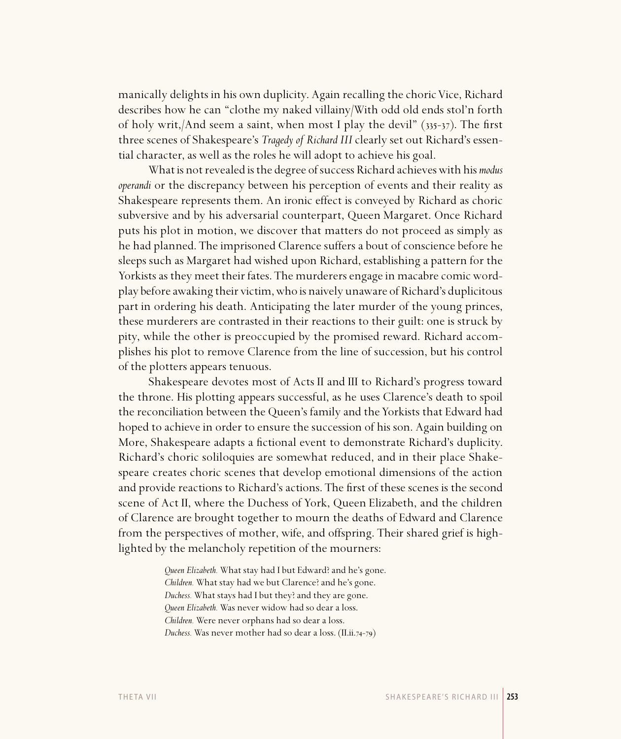manically delights in his own duplicity. Again recalling the choric Vice, Richard describes how he can "clothe my naked villainy/With odd old ends stol'n forth of holy writ,/And seem a saint, when most I play the devil" (335-37). The first three scenes of Shakespeare's *Tragedy of Richard III* clearly set out Richard's essential character, as well as the roles he will adopt to achieve his goal.

What is not revealed is the degree of success Richard achieves with his *modus operandi* or the discrepancy between his perception of events and their reality as Shakespeare represents them. An ironic effect is conveyed by Richard as choric subversive and by his adversarial counterpart, Queen Margaret. Once Richard puts his plot in motion, we discover that matters do not proceed as simply as he had planned. The imprisoned Clarence suffers a bout of conscience before he sleeps such as Margaret had wished upon Richard, establishing a pattern for the Yorkists as they meet their fates. The murderers engage in macabre comic wordplay before awaking their victim, who is naively unaware of Richard's duplicitous part in ordering his death. Anticipating the later murder of the young princes, these murderers are contrasted in their reactions to their guilt: one is struck by pity, while the other is preoccupied by the promised reward. Richard accomplishes his plot to remove Clarence from the line of succession, but his control of the plotters appears tenuous.

Shakespeare devotes most of Acts II and III to Richard's progress toward the throne. His plotting appears successful, as he uses Clarence's death to spoil the reconciliation between the Queen's family and the Yorkists that Edward had hoped to achieve in order to ensure the succession of his son. Again building on More, Shakespeare adapts a fictional event to demonstrate Richard's duplicity. Richard's choric soliloquies are somewhat reduced, and in their place Shakespeare creates choric scenes that develop emotional dimensions of the action and provide reactions to Richard's actions. The first of these scenes is the second scene of Act II, where the Duchess of York, Queen Elizabeth, and the children of Clarence are brought together to mourn the deaths of Edward and Clarence from the perspectives of mother, wife, and offspring. Their shared grief is highlighted by the melancholy repetition of the mourners:

> *Queen Elizabeth.* What stay had I but Edward? and he's gone.
> *Children.* What stay had we but Clarence? and he's gone.
> *Duchess.* What stays had I but they? and they are gone.
> *Queen Elizabeth.* Was never widow had so dear a loss.
> *Children.* Were never orphans had so dear a loss.
> *Duchess.* Was never mother had so dear a loss. (II.ii.74-79)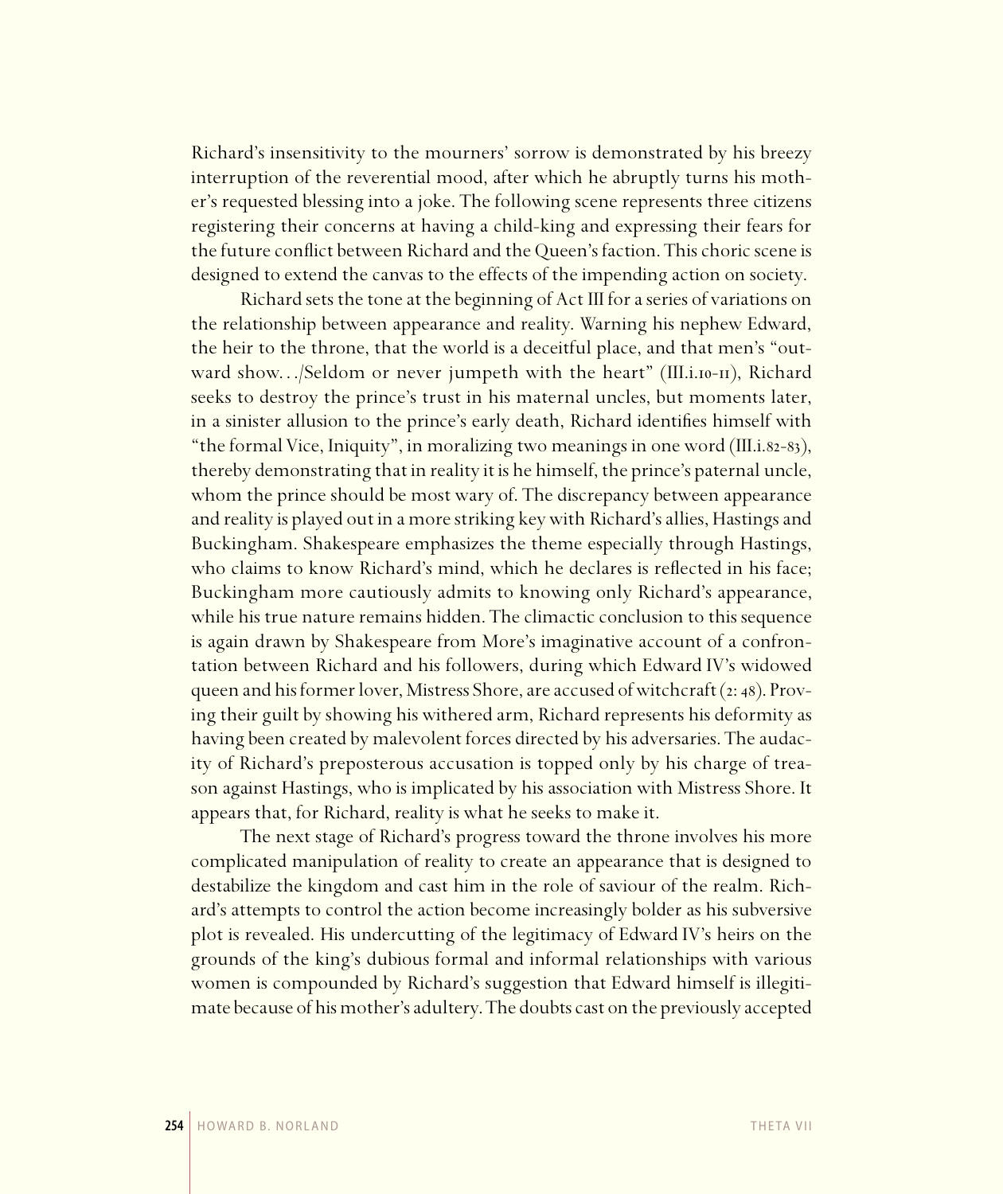Richard's insensitivity to the mourners' sorrow is demonstrated by his breezy interruption of the reverential mood, after which he abruptly turns his mother's requested blessing into a joke. The following scene represents three citizens registering their concerns at having a child-king and expressing their fears for the future conflict between Richard and the Queen's faction. This choric scene is designed to extend the canvas to the effects of the impending action on society.

Richard sets the tone at the beginning of Act III for a series of variations on the relationship between appearance and reality. Warning his nephew Edward, the heir to the throne, that the world is a deceitful place, and that men's "outward show.../Seldom or never jumpeth with the heart" (III.i.10-11), Richard seeks to destroy the prince's trust in his maternal uncles, but moments later, in a sinister allusion to the prince's early death, Richard identifies himself with "the formal Vice, Iniquity", in moralizing two meanings in one word (III.i.82-83), thereby demonstrating that in reality it is he himself, the prince's paternal uncle, whom the prince should be most wary of. The discrepancy between appearance and reality is played out in a more striking key with Richard's allies, Hastings and Buckingham. Shakespeare emphasizes the theme especially through Hastings, who claims to know Richard's mind, which he declares is reflected in his face; Buckingham more cautiously admits to knowing only Richard's appearance, while his true nature remains hidden. The climactic conclusion to this sequence is again drawn by Shakespeare from More's imaginative account of a confrontation between Richard and his followers, during which Edward IV's widowed queen and his former lover, Mistress Shore, are accused of witchcraft (2: 48). Proving their guilt by showing his withered arm, Richard represents his deformity as having been created by malevolent forces directed by his adversaries. The audacity of Richard's preposterous accusation is topped only by his charge of treason against Hastings, who is implicated by his association with Mistress Shore. It appears that, for Richard, reality is what he seeks to make it.

The next stage of Richard's progress toward the throne involves his more complicated manipulation of reality to create an appearance that is designed to destabilize the kingdom and cast him in the role of saviour of the realm. Richard's attempts to control the action become increasingly bolder as his subversive plot is revealed. His undercutting of the legitimacy of Edward IV's heirs on the grounds of the king's dubious formal and informal relationships with various women is compounded by Richard's suggestion that Edward himself is illegitimate because of his mother's adultery. The doubts cast on the previously accepted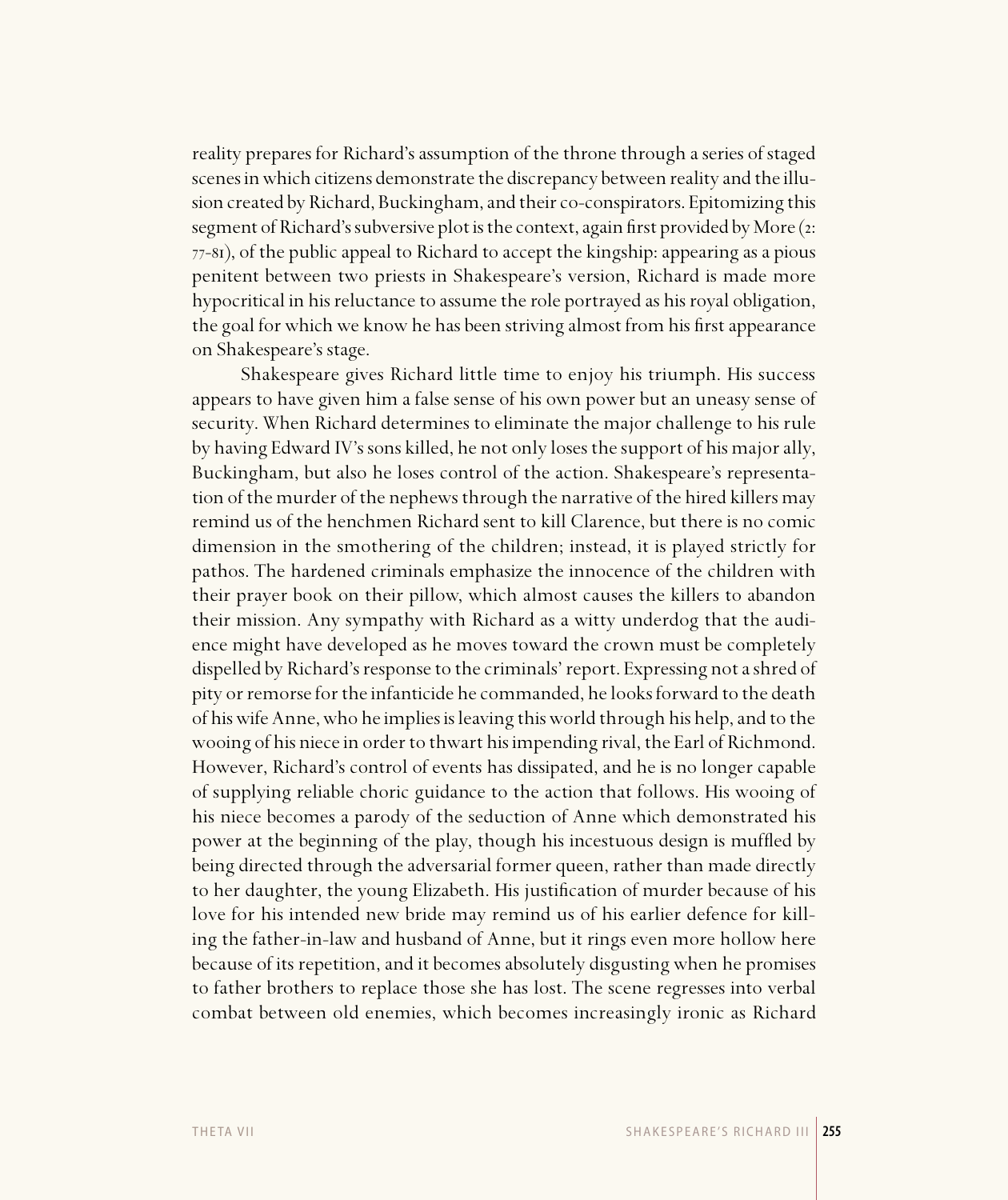reality prepares for Richard's assumption of the throne through a series of staged scenes in which citizens demonstrate the discrepancy between reality and the illusion created by Richard, Buckingham, and their co-conspirators. Epitomizing this segment of Richard's subversive plot is the context, again first provided by More (2: 77-81), of the public appeal to Richard to accept the kingship: appearing as a pious penitent between two priests in Shakespeare's version, Richard is made more hypocritical in his reluctance to assume the role portrayed as his royal obligation, the goal for which we know he has been striving almost from his first appearance on Shakespeare's stage.

Shakespeare gives Richard little time to enjoy his triumph. His success appears to have given him a false sense of his own power but an uneasy sense of security. When Richard determines to eliminate the major challenge to his rule by having Edward IV's sons killed, he not only loses the support of his major ally, Buckingham, but also he loses control of the action. Shakespeare's representation of the murder of the nephews through the narrative of the hired killers may remind us of the henchmen Richard sent to kill Clarence, but there is no comic dimension in the smothering of the children; instead, it is played strictly for pathos. The hardened criminals emphasize the innocence of the children with their prayer book on their pillow, which almost causes the killers to abandon their mission. Any sympathy with Richard as a witty underdog that the audience might have developed as he moves toward the crown must be completely dispelled by Richard's response to the criminals' report. Expressing not a shred of pity or remorse for the infanticide he commanded, he looks forward to the death of his wife Anne, who he implies is leaving this world through his help, and to the wooing of his niece in order to thwart his impending rival, the Earl of Richmond. However, Richard's control of events has dissipated, and he is no longer capable of supplying reliable choric guidance to the action that follows. His wooing of his niece becomes a parody of the seduction of Anne which demonstrated his power at the beginning of the play, though his incestuous design is muffled by being directed through the adversarial former queen, rather than made directly to her daughter, the young Elizabeth. His justification of murder because of his love for his intended new bride may remind us of his earlier defence for killing the father-in-law and husband of Anne, but it rings even more hollow here because of its repetition, and it becomes absolutely disgusting when he promises to father brothers to replace those she has lost. The scene regresses into verbal combat between old enemies, which becomes increasingly ironic as Richard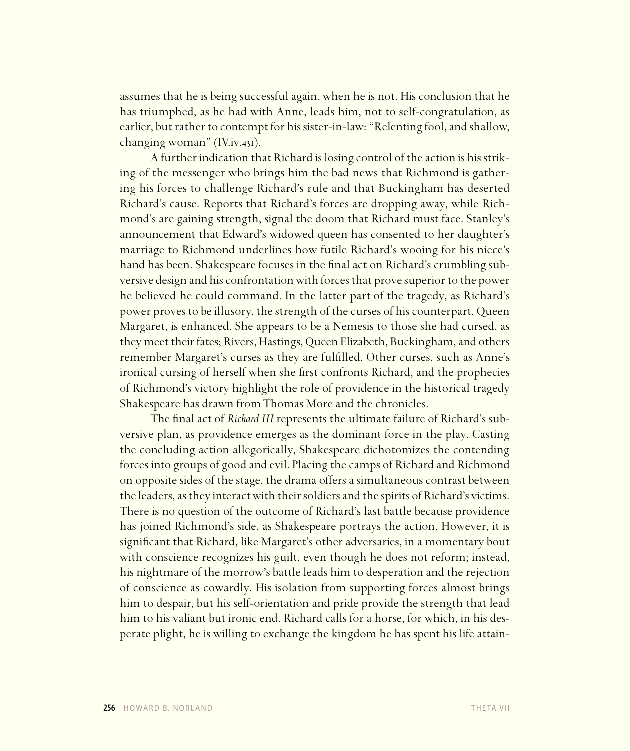assumes that he is being successful again, when he is not. His conclusion that he has triumphed, as he had with Anne, leads him, not to self-congratulation, as earlier, but rather to contempt for his sister-in-law: "Relenting fool, and shallow, changing woman" (IV.iv.431).

A further indication that Richard is losing control of the action is his striking of the messenger who brings him the bad news that Richmond is gathering his forces to challenge Richard's rule and that Buckingham has deserted Richard's cause. Reports that Richard's forces are dropping away, while Richmond's are gaining strength, signal the doom that Richard must face. Stanley's announcement that Edward's widowed queen has consented to her daughter's marriage to Richmond underlines how futile Richard's wooing for his niece's hand has been. Shakespeare focuses in the final act on Richard's crumbling subversive design and his confrontation with forces that prove superior to the power he believed he could command. In the latter part of the tragedy, as Richard's power proves to be illusory, the strength of the curses of his counterpart, Queen Margaret, is enhanced. She appears to be a Nemesis to those she had cursed, as they meet their fates; Rivers, Hastings, Queen Elizabeth, Buckingham, and others remember Margaret's curses as they are fulfilled. Other curses, such as Anne's ironical cursing of herself when she first confronts Richard, and the prophecies of Richmond's victory highlight the role of providence in the historical tragedy Shakespeare has drawn from Thomas More and the chronicles.

The final act of *Richard III* represents the ultimate failure of Richard's subversive plan, as providence emerges as the dominant force in the play. Casting the concluding action allegorically, Shakespeare dichotomizes the contending forces into groups of good and evil. Placing the camps of Richard and Richmond on opposite sides of the stage, the drama offers a simultaneous contrast between the leaders, as they interact with their soldiers and the spirits of Richard's victims. There is no question of the outcome of Richard's last battle because providence has joined Richmond's side, as Shakespeare portrays the action. However, it is significant that Richard, like Margaret's other adversaries, in a momentary bout with conscience recognizes his guilt, even though he does not reform; instead, his nightmare of the morrow's battle leads him to desperation and the rejection of conscience as cowardly. His isolation from supporting forces almost brings him to despair, but his self-orientation and pride provide the strength that lead him to his valiant but ironic end. Richard calls for a horse, for which, in his desperate plight, he is willing to exchange the kingdom he has spent his life attain-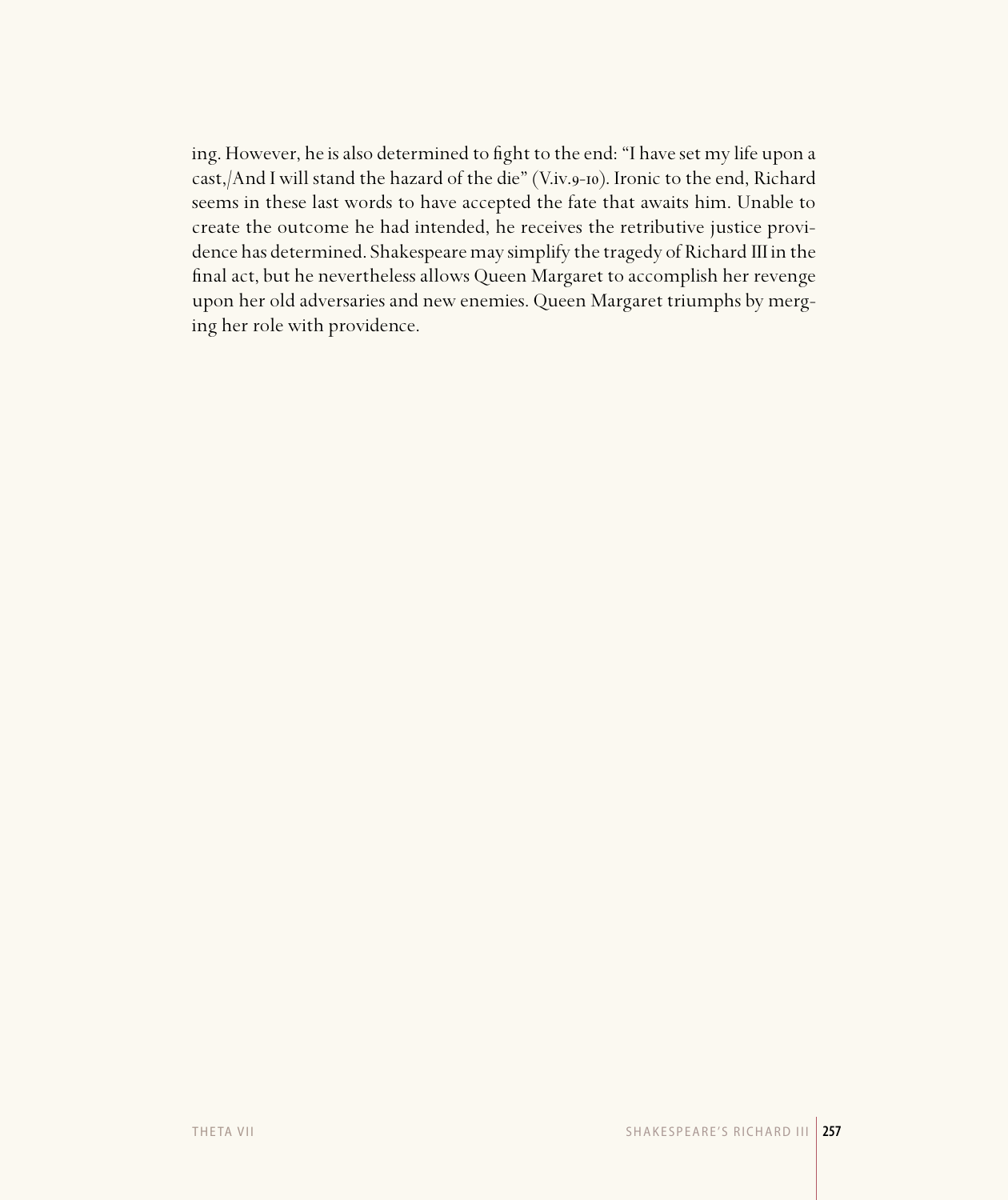ing. However, he is also determined to fight to the end: "I have set my life upon a cast,/And I will stand the hazard of the die" (V.iv.9-10). Ironic to the end, Richard seems in these last words to have accepted the fate that awaits him. Unable to create the outcome he had intended, he receives the retributive justice providence has determined. Shakespeare may simplify the tragedy of Richard III in the final act, but he nevertheless allows Queen Margaret to accomplish her revenge upon her old adversaries and new enemies. Queen Margaret triumphs by merging her role with providence.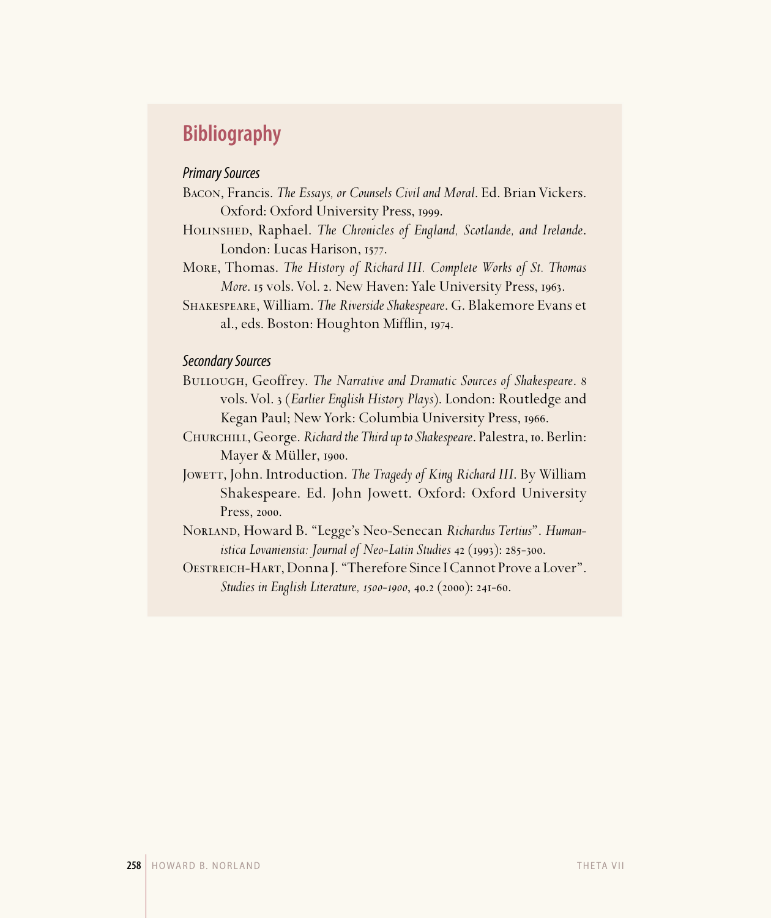## Bibliography

### *Primary Sources*

Bacon, Francis. *The Essays, or Counsels Civil and Moral*. Ed. Brian Vickers. Oxford: Oxford University Press, 1999.

Holinshed, Raphael. *The Chronicles of England, Scotlande, and Irelande*. London: Lucas Harison, 1577.

More, Thomas. *The History of Richard III. Complete Works of St. Thomas More*. 15 vols. Vol. 2. New Haven: Yale University Press, 1963.

Shakespeare, William. *The Riverside Shakespeare*. G. Blakemore Evans et al., eds. Boston: Houghton Mifflin, 1974.

### *Secondary Sources*

Bullough, Geoffrey. *The Narrative and Dramatic Sources of Shakespeare*. 8 vols. Vol. 3 (*Earlier English History Plays*). London: Routledge and Kegan Paul; New York: Columbia University Press, 1966.

Churchill, George. *Richard the Third up to Shakespeare*. Palestra, 10. Berlin: Mayer & Müller, 1900.

Jowett, John. Introduction. *The Tragedy of King Richard III*. By William Shakespeare. Ed. John Jowett. Oxford: Oxford University Press, 2000.

Norland, Howard B. "Legge's Neo-Senecan *Richardus Tertius*". *Humanistica Lovaniensia: Journal of Neo-Latin Studies* 42 (1993): 285-300.

Oestreich-Hart, Donna J. "Therefore Since I Cannot Prove a Lover". *Studies in English Literature, 1500-1900*, 40.2 (2000): 241-60.